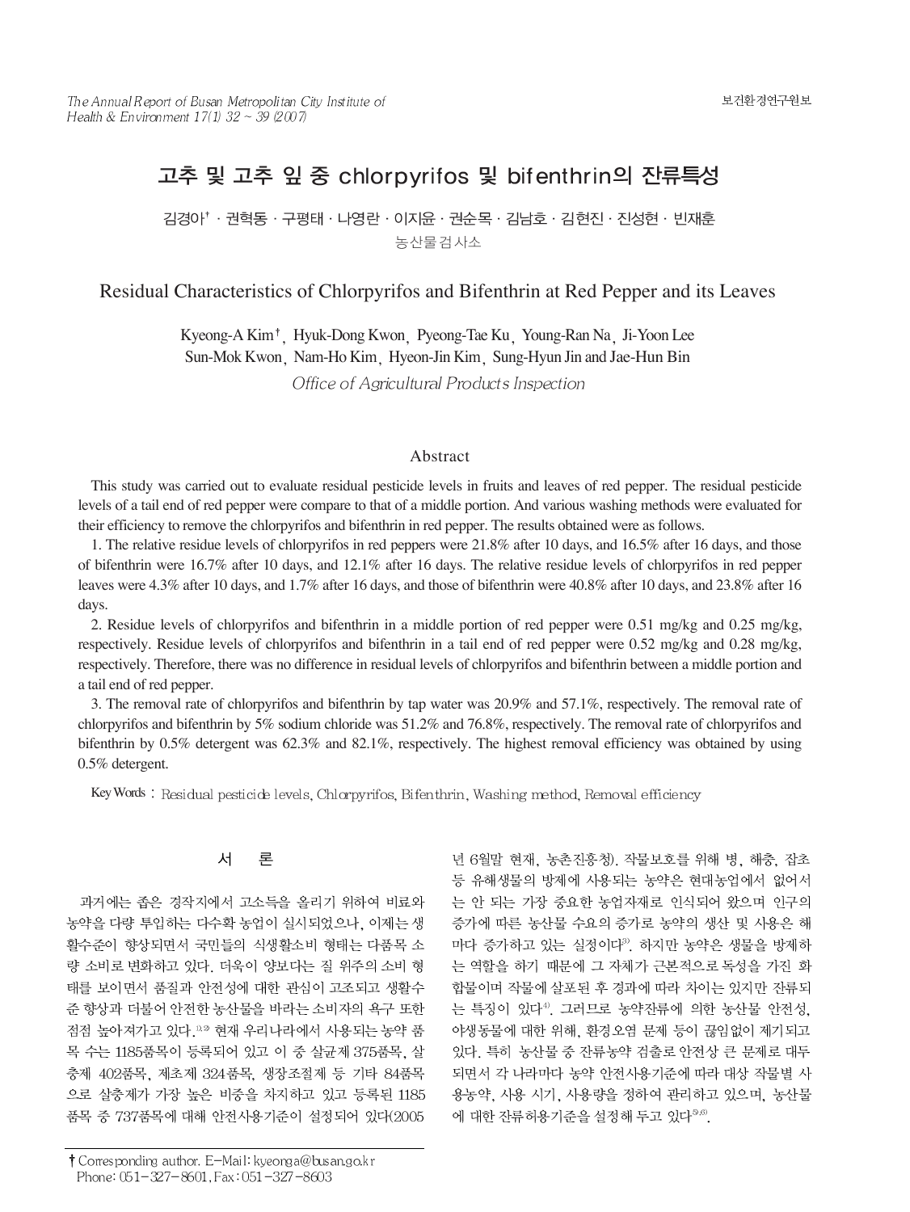# 고추 및 고추 잎 중 chlorpyrifos 및 bifenthrin의 잔류특성

김경아† · 권혁동 · 구평태 · 나영란 · 이지윤 · 권순목 · 김남호 · 김현진 · 진성현 · 빈재훈

농산물검사소

## Residual Characteristics of Chlorpyrifos and Bifenthrin at Red Pepper and its Leaves

Kyeong-A Kim†, Hyuk-Dong Kwon, Pyeong-Tae Ku, Young-Ran Na, Ji-Yoon Lee
Sun-Mok Kwon, Nam-Ho Kim, Hyeon-Jin Kim, Sung-Hyun Jin and Jae-Hun Bin

*Office of Agricultural Products Inspection*

### Abstract

This study was carried out to evaluate residual pesticide levels in fruits and leaves of red pepper. The residual pesticide levels of a tail end of red pepper were compare to that of a middle portion. And various washing methods were evaluated for their efficiency to remove the chlorpyrifos and bifenthrin in red pepper. The results obtained were as follows.

1. The relative residue levels of chlorpyrifos in red peppers were 21.8% after 10 days, and 16.5% after 16 days, and those of bifenthrin were 16.7% after 10 days, and 12.1% after 16 days. The relative residue levels of chlorpyrifos in red pepper leaves were 4.3% after 10 days, and 1.7% after 16 days, and those of bifenthrin were 40.8% after 10 days, and 23.8% after 16 days.
2. Residue levels of chlorpyrifos and bifenthrin in a middle portion of red pepper were 0.51 mg/kg and 0.25 mg/kg, respectively. Residue levels of chlorpyrifos and bifenthrin in a tail end of red pepper were 0.52 mg/kg and 0.28 mg/kg, respectively. Therefore, there was no difference in residual levels of chlorpyrifos and bifenthrin between a middle portion and a tail end of red pepper.
3. The removal rate of chlorpyrifos and bifenthrin by tap water was 20.9% and 57.1%, respectively. The removal rate of chlorpyrifos and bifenthrin by 5% sodium chloride was 51.2% and 76.8%, respectively. The removal rate of chlorpyrifos and bifenthrin by 0.5% detergent was 62.3% and 82.1%, respectively. The highest removal efficiency was obtained by using 0.5% detergent.

Key Words : Residual pesticide levels, Chlorpyrifos, Bifenthrin, Washing method, Removal efficiency

## 서 론

과거에는 좁은 경작지에서 고소득을 올리기 위하여 비료와 농약을 다량 투입하는 다수확 농업이 실시되었으나, 이제는 생활수준이 향상되면서 국민들의 식생활소비 형태는 다품목 소량 소비로 변화하고 있다. 더욱이 양보다는 질 위주의 소비 형태를 보이면서 품질과 안전성에 대한 관심이 고조되고 생활수준 향상과 더불어 안전한 농산물을 바라는 소비자의 욕구 또한 점점 높아져가고 있다.[1,2] 현재 우리나라에서 사용되는 농약 품목 수는 1185품목이 등록되어 있고 이 중 살균제 375품목, 살충제 402품목, 제초제 324품목, 생장조절제 등 기타 84품목으로 살충제가 가장 높은 비중을 차지하고 있고 등록된 1185품목 중 737품목에 대해 안전사용기준이 설정되어 있다(2005년 6월말 현재, 농촌진흥청). 작물보호를 위해 병, 해충, 잡초 등 유해생물의 방제에 사용되는 농약은 현대농업에서 없어서는 안 되는 가장 중요한 농업자재로 인식되어 왔으며 인구의 증가에 따른 농산물 수요의 증가로 농약의 생산 및 사용은 해마다 증가하고 있는 실정이다[3]. 하지만 농약은 생물을 방제하는 역할을 하기 때문에 그 자체가 근본적으로 독성을 가진 화합물이며 작물에 살포된 후 경과에 따라 차이는 있지만 잔류되는 특징이 있다[4]. 그러므로 농약잔류에 의한 농산물 안전성, 야생동물에 대한 위해, 환경오염 문제 등이 끊임없이 제기되고 있다. 특히 농산물 중 잔류농약 검출로 안전상 큰 문제로 대두되면서 각 나라마다 농약 안전사용기준에 따라 대상 작물별 사용농약, 사용 시기, 사용량을 정하여 관리하고 있으며, 농산물에 대한 잔류허용기준을 설정해 두고 있다[5,6].

† Corresponding author. E-Mail: kyeonga@busan.go.kr
Phone: 051-327-8601, Fax: 051-327-8603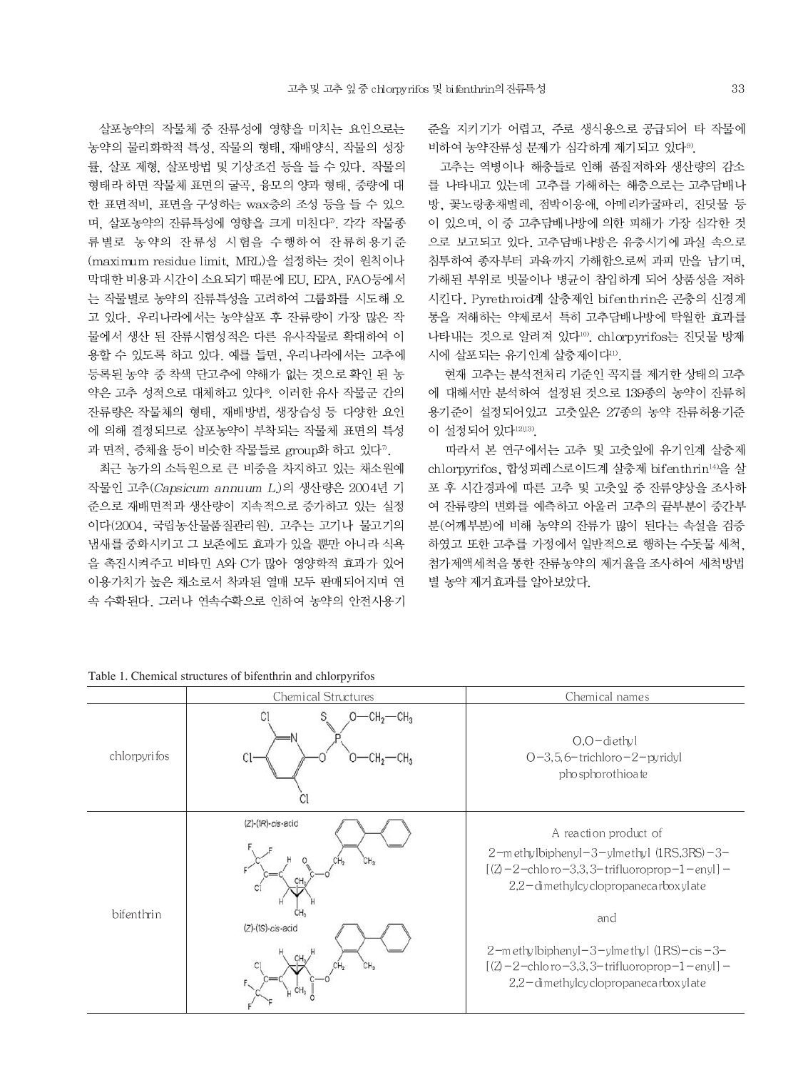살포농약의 작물체 중 잔류성에 영향을 미치는 요인으로는 농약의 물리화학적 특성, 작물의 형태, 재배양식, 작물의 성장률, 살포 제형, 살포방법 및 기상조건 등을 들 수 있다. 작물의 형태라 하면 작물체 표면의 굴곡, 융모의 양과 형태, 중량에 대한 표면적비, 표면을 구성하는 wax층의 조성 등을 들 수 있으며, 살포농약의 잔류특성에 영향을 크게 미친다[7]. 각각 작물종류별로 농약의 잔류성 시험을 수행하여 잔류허용기준(maximum residue limit, MRL)을 설정하는 것이 원칙이나 막대한 비용과 시간이 소요되기 때문에 EU, EPA, FAO등에서는 작물별로 농약의 잔류특성을 고려하여 그룹화를 시도해 오고 있다. 우리나라에서는 농약살포 후 잔류량이 가장 많은 작물에서 생산 된 잔류시험성적은 다른 유사작물로 확대하여 이용할 수 있도록 하고 있다. 예를 들면, 우리나라에서는 고추에 등록된 농약 중 착색 단고추에 약해가 없는 것으로 확인 된 농약은 고추 성적으로 대체하고 있다[8]. 이러한 유사 작물군 간의 잔류량은 작물체의 형태, 재배방법, 생장습성 등 다양한 요인에 의해 결정되므로 살포농약이 부착되는 작물체 표면의 특성과 면적, 증체율 등이 비슷한 작물들로 group화 하고 있다[7].

최근 농가의 소득원으로 큰 비중을 차지하고 있는 채소원예작물인 고추(*Capsicum annuum L.*)의 생산량은 2004년 기준으로 재배면적과 생산량이 지속적으로 증가하고 있는 실정이다(2004, 국립농산물품질관리원). 고추는 고기나 물고기의 냄새를 중화시키고 그 보존에도 효과가 있을 뿐만 아니라 식욕을 촉진시켜주고 비타민 A와 C가 많아 영양학적 효과가 있어 이용가치가 높은 채소로서 착과된 열매 모두 판매되어지며 연속 수확된다. 그러나 연속수확으로 인하여 농약의 안전사용기준을 지키기가 어렵고, 주로 생식용으로 공급되어 타 작물에 비하여 농약잔류성 문제가 심각하게 제기되고 있다[9].

고추는 역병이나 해충들로 인해 품질저하와 생산량의 감소를 나타내고 있는데 고추를 가해하는 해충으로는 고추담배나방, 꽃노랑총채벌레, 점박이응애, 아메리카굴파리, 진딧물 등이 있으며, 이 중 고추담배나방에 의한 피해가 가장 심각한 것으로 보고되고 있다. 고추담배나방은 유충시기에 과실 속으로 침투하여 종자부터 과육까지 가해함으로써 과피 만을 남기며, 가해된 부위로 빗물이나 병균이 침입하게 되어 상품성을 저하시킨다. Pyrethroid계 살충제인 bifenthrin은 곤충의 신경계통을 저해하는 약제로서 특히 고추담배나방에 탁월한 효과를 나타내는 것으로 알려져 있다[10]. chlorpyrifos는 진딧물 방제시에 살포되는 유기인계 살충제이다[11].

현재 고추는 분석전처리 기준인 꼭지를 제거한 상태의 고추에 대해서만 분석하여 설정된 것으로 139종의 농약이 잔류허용기준이 설정되어있고 고춧잎은 27종의 농약 잔류허용기준이 설정되어 있다[12,13].

따라서 본 연구에서는 고추 및 고춧잎에 유기인계 살충제 chlorpyrifos, 합성피레스로이드계 살충제 bifenthrin[14]을 살포 후 시간경과에 따른 고추 및 고춧잎 중 잔류양상을 조사하여 잔류량의 변화를 예측하고 아울러 고추의 끝부분이 중간부분(어깨부분)에 비해 농약의 잔류가 많이 된다는 속설을 검증하였고 또한 고추를 가정에서 일반적으로 행하는 수돗물 세척, 첨가제액세척을 통한 잔류농약의 제거율을 조사하여 세척방법별 농약 제거효과를 알아보았다.

Table 1. Chemical structures of bifenthrin and chlorpyrifos

| | Chemical Structures | Chemical names |
|---|---|---|
| chlorpyrifos | (structure) | O,O-diethyl O-3,5,6-trichloro-2-pyridyl phosphorothioate |
| bifenthrin | (Z)-(1R)-cis-acid (structure); (Z)-(1S)-cis-acid (structure) | A reaction product of 2-methylbiphenyl-3-ylmethyl (1RS,3RS)-3-[(Z)-2-chloro-3,3,3-trifluoroprop-1-enyl]-2,2-dimethylcyclopropanecarboxylate and 2-methylbiphenyl-3-ylmethyl (1RS)-cis-3-[(Z)-2-chloro-3,3,3-trifluoroprop-1-enyl]-2,2-dimethylcyclopropanecarboxylate |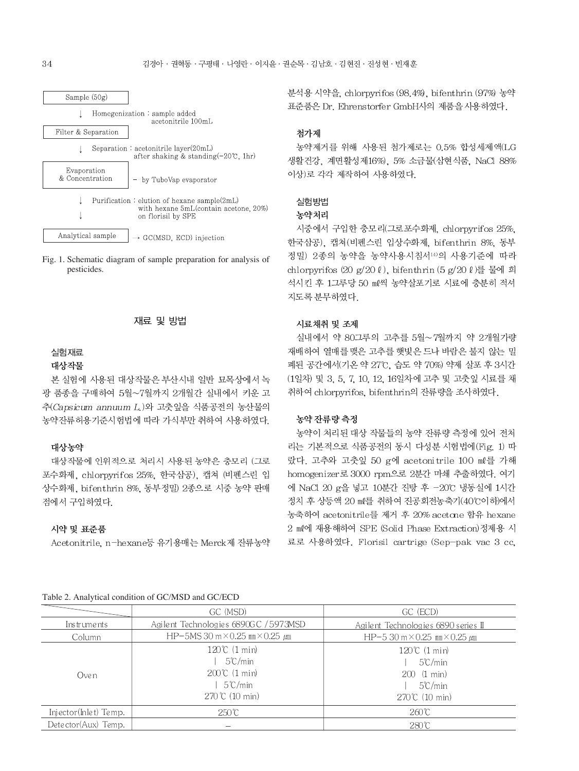Sample (50g)

↓ Homegenization : sample added acetonitrile 100mL

Filter & Separation

↓ Separation : acetonitrile layer(20mL) after shaking & standing(−20℃, 1hr)

Evaporation & Concentration − by TuboVap evaporator

↓ Purification : elution of hexane sample(2mL) with hexane 5mL(contain acetone, 20%) on florisil by SPE

↓

Analytical sample → GC(MSD, ECD) injection

Fig. 1. Schematic diagram of sample preparation for analysis of pesticides.

## 재료 및 방법

### 실험재료

#### 대상작물

본 실험에 사용된 대상작물은 부산시내 일반 묘목상에서 녹광 품종을 구매하여 5월~7월까지 2개월간 실내에서 키운 고추(*Capsicum annuum L.*)와 고춧잎을 식품공전의 농산물의 농약잔류허용기준시험법에 따라 가식부만 취하여 사용하였다.

#### 대상농약

대상작물에 인위적으로 처리시 사용된 농약은 충모리 (그로포수화제, chlorpyrifos 25%, 한국삼공), 캡쳐 (비펜스린 입상수화제, bifenthrin 8%, 동부정밀) 2종으로 시중 농약 판매점에서 구입하였다.

#### 시약 및 표준품

Acetonitrile, n-hexane등 유기용매는 Merck제 잔류농약 분석용 시약을, chlorpyrifos (98.4%), bifenthrin (97%) 농약 표준품은 Dr. Ehrenstorfer GmbH사의 제품을 사용하였다.

#### 첨가제

농약제거를 위해 사용된 첨가제로는 0.5% 합성세제액(LG 생활건강, 계면활성제16%), 5% 소금물(삼현식품, NaCl 88% 이상)로 각각 제작하여 사용하였다.

### 실험방법

#### 농약처리

시중에서 구입한 충모리(그로포수화제, chlorpyrifos 25%, 한국삼공), 캡쳐(비펜스린 입상수화제, bifenthrin 8%, 동부정밀) 2종의 농약을 농약사용지침서[14]의 사용기준에 따라 chlorpyrifos (20 g/20 ℓ), bifenthrin (5 g/20 ℓ)를 물에 희석시킨 후 1그루당 50 ㎖씩 농약살포기로 시료에 충분히 적셔지도록 분무하였다.

#### 시료채취 및 조제

실내에서 약 80그루의 고추를 5월~7월까지 약 2개월가량 재배하여 열매를 맺은 고추를 햇빛은 드나 바람은 불지 않는 밀폐된 공간에서(기온 약 27℃, 습도 약 70%) 약제 살포 후 3시간 (1일차) 및 3, 5, 7, 10, 12, 16일차에 고추 및 고춧잎 시료를 채취하여 chlorpyrifos, bifenthrin의 잔류량을 조사하였다.

#### 농약 잔류량 측정

농약이 처리된 대상 작물들의 농약 잔류량 측정에 있어 전처리는 기본적으로 식품공전의 동시 다성분 시험법에(Fig. 1) 따랐다. 고추와 고춧잎 50 g에 acetonitrile 100 ㎖를 가해 homogenizer로 3000 rpm으로 2분간 마쇄 추출하였다. 여기에 NaCl 20 g을 넣고 10분간 진탕 후 −20℃ 냉동실에 1시간 정치 후 상등액 20 ㎖를 취하여 진공회전농축기(40℃이하)에서 농축하여 acetonitrile를 제거 후 20% acetone 함유 hexane 2 ㎖에 재용해하여 SPE (Solid Phase Extraction)정제용 시료로 사용하였다. Florisil cartrige (Sep-pak vac 3 cc,

Table 2. Analytical condition of GC/MSD and GC/ECD

| | GC (MSD) | GC (ECD) |
|---|---|---|
| Instruments | Agilent Technologies 6890GC / 5973MSD | Agilent Technologies 6890 series Ⅱ |
| Column | HP-5MS 30 m×0.25 ㎜×0.25 ㎛ | HP-5 30 m×0.25 ㎜×0.25 ㎛ |
| Oven | 120℃ (1 min)<br>│ 5℃/min<br>200℃ (1 min)<br>│ 5℃/min<br>270℃ (10 min) | 120℃ (1 min)<br>│ 5℃/min<br>200 (1 min)<br>│ 5℃/min<br>270℃ (10 min) |
| Injector(Inlet) Temp. | 250℃ | 260℃ |
| Detector(Aux) Temp. | − | 280℃ |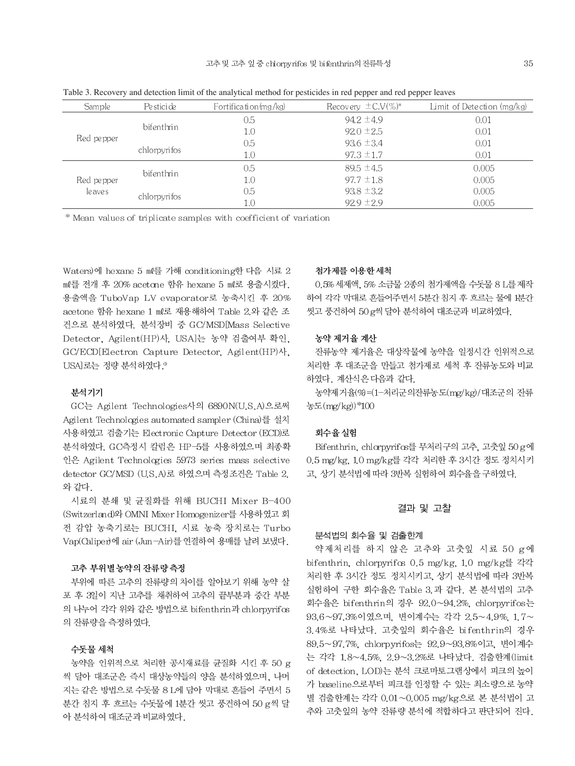Table 3. Recovery and detection limit of the analytical method for pesticides in red pepper and red pepper leaves

| Sample | Pesticide | Fortification(mg/kg) | Recovery ±C.V(%)* | Limit of Detection (mg/kg) |
|---|---|---|---|---|
| Red pepper | bifenthrin | 0.5 | 94.2 ±4.9 | 0.01 |
| | | 1.0 | 92.0 ±2.5 | 0.01 |
| | chlorpyrifos | 0.5 | 93.6 ±3.4 | 0.01 |
| | | 1.0 | 97.3 ±1.7 | 0.01 |
| Red pepper leaves | bifenthrin | 0.5 | 89.5 ±4.5 | 0.005 |
| | | 1.0 | 97.7 ±1.8 | 0.005 |
| | chlorpyrifos | 0.5 | 93.8 ±3.2 | 0.005 |
| | | 1.0 | 92.9 ±2.9 | 0.005 |

* Mean values of triplicate samples with coefficient of variation

Waters)에 hexane 5 ㎖를 가해 conditioning한 다음 시료 2 ㎖를 전개 후 20% acetone 함유 hexane 5 ㎖로 용출시켰다. 용출액을 TuboVap LV evaporator로 농축시킨 후 20% acetone 함유 hexane 1 ㎖로 재용해하여 Table 2.와 같은 조건으로 분석하였다. 분석장비 중 GC/MSD[Mass Selective Detector, Agilent(HP)사, USA]는 농약 검출여부 확인, GC/ECD[Electron Capture Detector, Agilent(HP)사, USA]로는 정량 분석하였다.[9]

#### 분석기기

GC는 Agilent Technologies사의 6890N(U.S.A)으로써 Agilent Technologies automated sampler (China)를 설치 사용하였고 검출기는 Electronic Capture Detector (ECD)로 분석하였다. GC측정시 칼럼은 HP-5를 사용하였으며 최종확인은 Agilent Technologies 5973 series mass selective detector GC/MSD (U.S.A)로 하였으며 측정조건은 Table 2.와 같다.

시료의 분쇄 및 균질화를 위해 BUCHI Mixer B-400 (Switzerland)와 OMNI Mixer Homogenizer를 사용하였고 회전 감압 농축기로는 BUCHI, 시료 농축 장치로는 Turbo Vap(Caliper)에 air (Jun-Air)를 연결하여 용매를 날려 보냈다.

#### 고추 부위별 농약의 잔류량 측정

부위에 따른 고추의 잔류량의 차이를 알아보기 위해 농약 살포 후 3일이 지난 고추를 채취하여 고추의 끝부분과 중간 부분의 나누어 각각 위와 같은 방법으로 bifenthrin과 chlorpyrifos의 잔류량을 측정하였다.

#### 수돗물 세척

농약을 인위적으로 처리한 공시재료를 균질화 시킨 후 50 g씩 달아 대조군은 즉시 대상농약들의 양을 분석하였으며, 나머지는 같은 방법으로 수돗물 8 L에 담아 막대로 흔들어 주면서 5분간 침지 후 흐르는 수돗물에 1분간 씻고 풍건하여 50 g씩 달아 분석하여 대조군과 비교하였다.

#### 첨가제를 이용한 세척

0.5% 세제액, 5% 소금물 2종의 첨가제액을 수돗물 8 L를 제작하여 각각 막대로 흔들어주면서 5분간 침지 후 흐르는 물에 1분간 씻고 풍건하여 50 g씩 달아 분석하여 대조군과 비교하였다.

#### 농약 제거율 계산

잔류농약 제거율은 대상작물에 농약을 일정시간 인위적으로 처리한 후 대조군을 만들고 첨가제로 세척 후 잔류농도와 비교하였다. 계산식은 다음과 같다.

농약제거율(%)=(1-처리군의잔류농도(mg/kg)/대조군의 잔류농도(mg/kg))*100

#### 회수율 실험

Bifenthrin, chlorpyrifos를 무처리구의 고추, 고춧잎 50 g에 0.5 mg/kg, 1.0 mg/kg를 각각 처리한 후 3시간 정도 정치시키고, 상기 분석법에 따라 3반복 실험하여 회수율을 구하였다.

## 결과 및 고찰

#### 분석법의 회수율 및 검출한계

약제처리를 하지 않은 고추와 고춧잎 시료 50 g에 bifenthrin, chlorpyrifos 0.5 mg/kg, 1.0 mg/kg를 각각 처리한 후 3시간 정도 정치시키고, 상기 분석법에 따라 3반복 실험하여 구한 회수율은 Table 3.과 같다. 본 분석법의 고추 회수율은 bifenthrin의 경우 92.0~94.2%, chlorpyrifos는 93.6~97.3%이였으며, 변이계수는 각각 2.5~4.9%, 1.7~3.4%로 나타났다. 고춧잎의 회수율은 bifenthrin의 경우 89.5~97.7%, chlorpyrifos는 92.9~93.8%이고, 변이계수는 각각 1.8~4.5%, 2.9~3.2%로 나타났다. 검출한계(limit of detection, LOD)는 분석 크로마토그램상에서 피크의 높이가 baseline으로부터 피크를 인정할 수 있는 최소량으로 농약별 검출한계는 각각 0.01~0.005 mg/kg으로 본 분석법이 고추와 고춧잎의 농약 잔류량 분석에 적합하다고 판단되어 진다.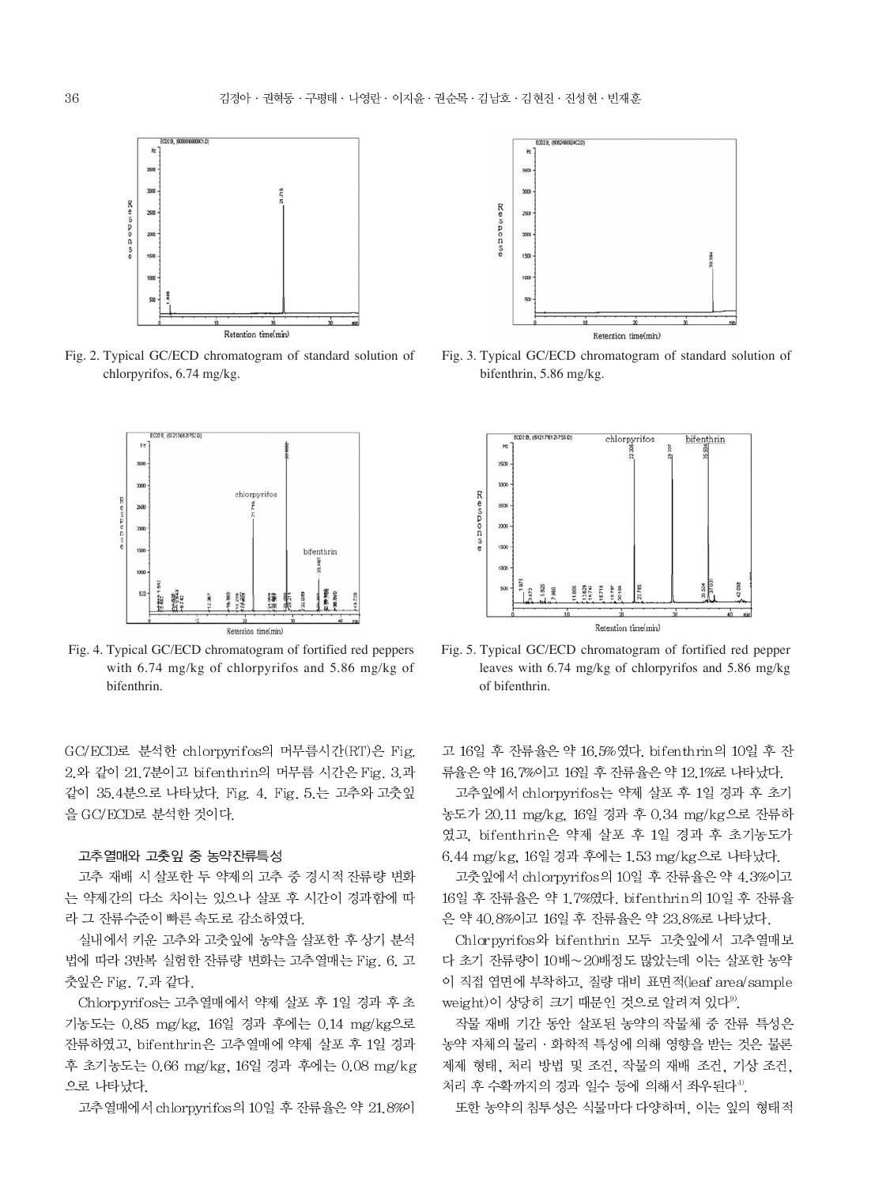Fig. 2. Typical GC/ECD chromatogram of standard solution of chlorpyrifos, 6.74 mg/kg.

Fig. 3. Typical GC/ECD chromatogram of standard solution of bifenthrin, 5.86 mg/kg.

Fig. 4. Typical GC/ECD chromatogram of fortified red peppers with 6.74 mg/kg of chlorpyrifos and 5.86 mg/kg of bifenthrin.

Fig. 5. Typical GC/ECD chromatogram of fortified red pepper leaves with 6.74 mg/kg of chlorpyrifos and 5.86 mg/kg of bifenthrin.

GC/ECD로 분석한 chlorpyrifos의 머무름시간(RT)은 Fig. 2.와 같이 21.7분이고 bifenthrin의 머무름 시간은 Fig. 3.과 같이 35.4분으로 나타났다. Fig. 4. Fig. 5.는 고추와 고춧잎을 GC/ECD로 분석한 것이다.

### 고추열매와 고춧잎 중 농약잔류특성

고추 재배 시 살포한 두 약제의 고추 중 경시적 잔류량 변화는 약제간의 다소 차이는 있으나 살포 후 시간이 경과함에 따라 그 잔류수준이 빠른 속도로 감소하였다.

실내에서 키운 고추와 고춧잎에 농약을 살포한 후 상기 분석법에 따라 3반복 실험한 잔류량 변화는 고추열매는 Fig. 6. 고춧잎은 Fig. 7.과 같다.

Chlorpyrifos는 고추열매에서 약제 살포 후 1일 경과 후 초기농도는 0.85 mg/kg, 16일 경과 후에는 0.14 mg/kg으로 잔류하였고, bifenthrin은 고추열매에 약제 살포 후 1일 경과 후 초기농도는 0.66 mg/kg, 16일 경과 후에는 0.08 mg/kg으로 나타났다.

고추열매에서 chlorpyrifos의 10일 후 잔류율은 약 21.8%이고 16일 후 잔류율은 약 16.5%였다. bifenthrin의 10일 후 잔류율은 약 16.7%이고 16일 후 잔류율은 약 12.1%로 나타났다.

고춧잎에서 chlorpyrifos는 약제 살포 후 1일 경과 후 초기농도가 20.11 mg/kg, 16일 경과 후 0.34 mg/kg으로 잔류하였고, bifenthrin은 약제 살포 후 1일 경과 후 초기농도가 6.44 mg/kg, 16일 경과 후에는 1.53 mg/kg으로 나타났다.

고춧잎에서 chlorpyrifos의 10일 후 잔류율은 약 4.3%이고 16일 후 잔류율은 약 1.7%였다. bifenthrin의 10일 후 잔류율은 약 40.8%이고 16일 후 잔류율은 약 23.8%로 나타났다.

Chlorpyrifos와 bifenthrin 모두 고춧잎에서 고추열매보다 초기 잔류량이 10배~20배정도 많았는데 이는 살포한 농약이 직접 엽면에 부착하고, 질량 대비 표면적(leaf area/sample weight)이 상당히 크기 때문인 것으로 알려져 있다[9].

작물 재배 기간 동안 살포된 농약의 작물체 중 잔류 특성은 농약 자체의 물리·화학적 특성에 의해 영향을 받는 것은 물론 제제 형태, 처리 방법 및 조건, 작물의 재배 조건, 기상 조건, 처리 후 수확까지의 경과 일수 등에 의해서 좌우된다[4].

또한 농약의 침투성은 식물마다 다양하며, 이는 잎의 형태적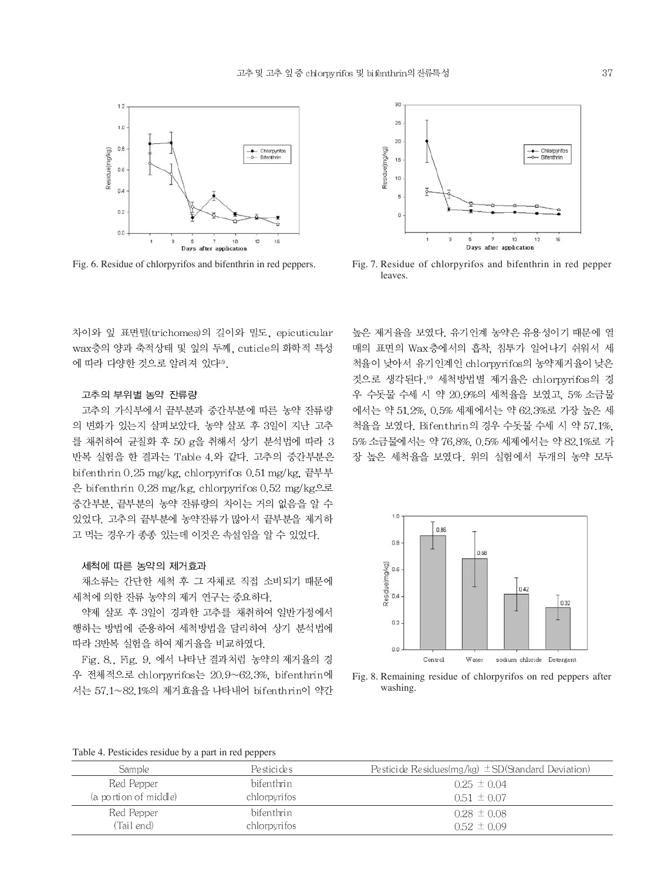Fig. 6. Residue of chlorpyrifos and bifenthrin in red peppers.

Fig. 7. Residue of chlorpyrifos and bifenthrin in red pepper leaves.

차이와 잎 표면털(trichomes)의 길이와 밀도, epicuticular wax층의 양과 축적상태 및 잎의 두께, cuticle의 화학적 특성에 따라 다양한 것으로 알려져 있다[15].

### 고추의 부위별 농약 잔류량

고추의 가식부에서 끝부분과 중간부분에 따른 농약 잔류량의 변화가 있는지 살펴보았다. 농약 살포 후 3일이 지난 고추를 채취하여 균질화 후 50 g을 취해서 상기 분석법에 따라 3반복 실험을 한 결과는 Table 4.와 같다. 고추의 중간부분은 bifenthrin 0.25 mg/kg, chlorpyrifos 0.51 mg/kg, 끝부부은 bifenthrin 0.28 mg/kg, chlorpyrifos 0.52 mg/kg으로 중간부분, 끝부분의 농약 잔류량의 차이는 거의 없음을 알 수 있었다. 고추의 끝부분에 농약잔류가 많아서 끝부분을 제거하고 먹는 경우가 종종 있는데 이것은 속설임을 알 수 있었다.

### 세척에 따른 농약의 제거효과

채소류는 간단한 세척 후 그 자체로 직접 소비되기 때문에 세척에 의한 잔류 농약의 제거 연구는 중요하다.

약제 살포 후 3일이 경과한 고추를 채취하여 일반가정에서 행하는 방법에 준용하여 세척방법을 달리하여 상기 분석법에 따라 3반복 실험을 하여 제거율을 비교하였다.

Fig. 8., Fig. 9. 에서 나타난 결과처럼 농약의 제거율의 경우 전체적으로 chlorpyrifos는 20.9~62.3%, bifenthrin에서는 57.1~82.1%의 제거효율을 나타내어 bifenthrin이 약간 높은 제거율을 보였다. 유기인계 농약은 유용성이기 때문에 열매의 표면의 Wax층에서의 흡착, 침투가 일어나기 쉬워서 세척율이 낮아서 유기인계인 chlorpyrifos의 농약제거율이 낮은 것으로 생각된다.[16] 세척방법별 제거율은 chlorpyrifos의 경우 수돗물 수세 시 약 20.9%의 세척율을 보였고, 5% 소금물에서는 약 51.2%, 0.5% 세제에서는 약 62.3%로 가장 높은 세척율을 보였다. Bifenthrin의 경우 수돗물 수세 시 약 57.1%, 5% 소금물에서는 약 76.8%, 0.5% 세제에서는 약 82.1%로 가장 높은 세척율을 보였다. 위의 실험에서 두개의 농약 모두

Fig. 8. Remaining residue of chlorpyrifos on red peppers after washing.

Table 4. Pesticides residue by a part in red peppers

| Sample | Pesticides | Pesticide Residues(mg/kg) ±SD(Standard Deviation) |
|---|---|---|
| Red Pepper (a portion of middle) | bifenthrin | 0.25 ± 0.04 |
| | chlorpyrifos | 0.51 ± 0.07 |
| Red Pepper (Tail end) | bifenthrin | 0.28 ± 0.08 |
| | chlorpyrifos | 0.52 ± 0.09 |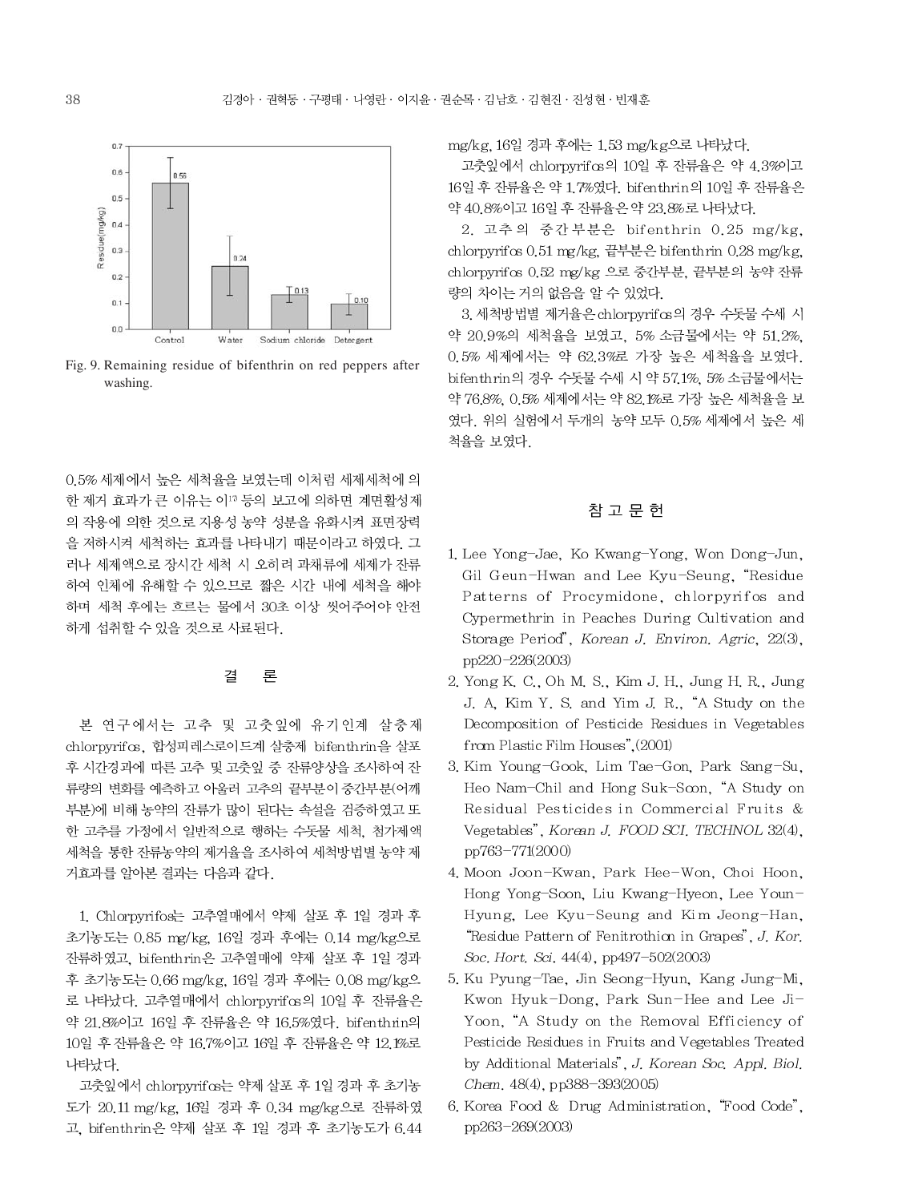Fig. 9. Remaining residue of bifenthrin on red peppers after washing.

0.5% 세제에서 높은 세척율을 보였는데 이처럼 세제세척에 의한 제거 효과가 큰 이유는 이[17] 등의 보고에 의하면 계면활성제의 작용에 의한 것으로 지용성 농약 성분을 유화시켜 표면장력을 저하시켜 세척하는 효과를 나타내기 때문이라고 하였다. 그러나 세제액으로 장시간 세척 시 오히려 과채류에 세제가 잔류하여 인체에 유해할 수 있으므로 짧은 시간 내에 세척을 해야 하며 세척 후에는 흐르는 물에서 30초 이상 씻어주어야 안전하게 섭취할 수 있을 것으로 사료된다.

## 결 론

본 연구에서는 고추 및 고춧잎에 유기인계 살충제 chlorpyrifos, 합성피레스로이드계 살충제 bifenthrin을 살포 후 시간경과에 따른 고추 및 고춧잎 중 잔류양상을 조사하여 잔류량의 변화를 예측하고 아울러 고추의 끝부분이 중간부분(어깨부분)에 비해 농약의 잔류가 많이 된다는 속설을 검증하였고 또한 고추를 가정에서 일반적으로 행하는 수돗물 세척, 첨가제액 세척을 통한 잔류농약의 제거율을 조사하여 세척방법별 농약 제거효과를 알아본 결과는 다음과 같다.

1. Chlorpyrifos는 고추열매에서 약제 살포 후 1일 경과 후 초기농도는 0.85 mg/kg, 16일 경과 후에는 0.14 mg/kg으로 잔류하였고, bifenthrin은 고추열매에 약제 살포 후 1일 경과 후 초기농도는 0.66 mg/kg, 16일 경과 후에는 0.08 mg/kg으로 나타났다. 고추열매에서 chlorpyrifos의 10일 후 잔류율은 약 21.8%이고 16일 후 잔류율은 약 16.5%였다. bifenthrin의 10일 후 잔류율은 약 16.7%이고 16일 후 잔류율은 약 12.1%로 나타났다.

고춧잎에서 chlorpyrifos는 약제 살포 후 1일 경과 후 초기농도가 20.11 mg/kg, 16일 경과 후 0.34 mg/kg으로 잔류하였고, bifenthrin은 약제 살포 후 1일 경과 후 초기농도가 6.44 mg/kg, 16일 경과 후에는 1.53 mg/kg으로 나타났다.

고춧잎에서 chlorpyrifos의 10일 후 잔류율은 약 4.3%이고 16일 후 잔류율은 약 1.7%였다. bifenthrin의 10일 후 잔류율은 약 40.8%이고 16일 후 잔류율은 약 23.8%로 나타났다.

2. 고추의 중간부분은 bifenthrin 0.25 mg/kg, chlorpyrifos 0.51 mg/kg, 끝부분은 bifenthrin 0.28 mg/kg, chlorpyrifos 0.52 mg/kg 으로 중간부분, 끝부분의 농약 잔류량의 차이는 거의 없음을 알 수 있었다.

3. 세척방법별 제거율은 chlorpyrifos의 경우 수돗물 수세 시 약 20.9%의 세척율을 보였고, 5% 소금물에서는 약 51.2%, 0.5% 세제에서는 약 62.3%로 가장 높은 세척율을 보였다. bifenthrin의 경우 수돗물 수세 시 약 57.1%, 5% 소금물에서는 약 76.8%, 0.5% 세제에서는 약 82.1%로 가장 높은 세척율을 보였다. 위의 실험에서 두개의 농약 모두 0.5% 세제에서 높은 세척율을 보였다.

## 참 고 문 헌

1. Lee Yong-Jae, Ko Kwang-Yong, Won Dong-Jun, Gil Geun-Hwan and Lee Kyu-Seung, "Residue Patterns of Procymidone, chlorpyrifos and Cypermethrin in Peaches During Cultivation and Storage Period", *Korean J. Environ. Agric*, 22(3), pp220-226(2003)
2. Yong K. C., Oh M. S., Kim J. H., Jung H. R., Jung J. A, Kim Y. S. and Yim J. R., "A Study on the Decomposition of Pesticide Residues in Vegetables from Plastic Film Houses",(2001)
3. Kim Young-Gook, Lim Tae-Gon, Park Sang-Su, Heo Nam-Chil and Hong Suk-Soon, "A Study on Residual Pesticides in Commercial Fruits & Vegetables", *Korean J. FOOD SCI. TECHNOL* 32(4), pp763-771(2000)
4. Moon Joon-Kwan, Park Hee-Won, Choi Hoon, Hong Yong-Soon, Liu Kwang-Hyeon, Lee Youn-Hyung, Lee Kyu-Seung and Kim Jeong-Han, "Residue Pattern of Fenitrothion in Grapes", *J. Kor. Soc. Hort. Sci.* 44(4), pp497-502(2003)
5. Ku Pyung-Tae, Jin Seong-Hyun, Kang Jung-Mi, Kwon Hyuk-Dong, Park Sun-Hee and Lee Ji-Yoon, "A Study on the Removal Efficiency of Pesticide Residues in Fruits and Vegetables Treated by Additional Materials", *J. Korean Soc. Appl. Biol. Chem.* 48(4), pp388-393(2005)
6. Korea Food & Drug Administration, "Food Code", pp263-269(2003)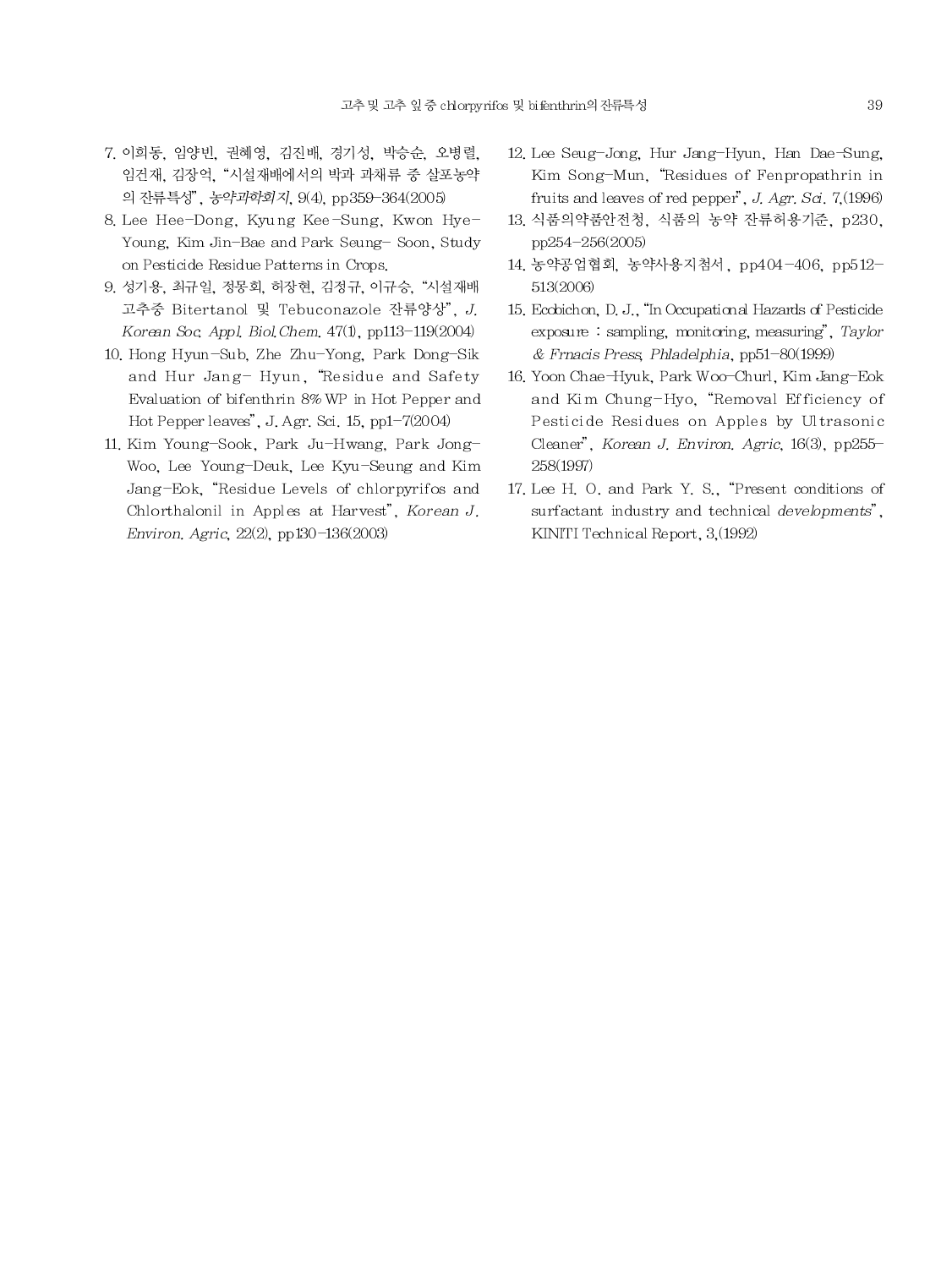7. 이희동, 임양빈, 권혜영, 김진배, 경기성, 박승순, 오병렬, 임건재, 김장억, "시설재배에서의 박과 과채류 중 살포농약의 잔류특성", *농약과학회지*, 9(4), pp359–364(2005)
8. Lee Hee-Dong, Kyung Kee-Sung, Kwon Hye-Young, Kim Jin-Bae and Park Seung- Soon, Study on Pesticide Residue Patterns in Crops.
9. 성기용, 최규일, 정몽회, 허장현, 김정규, 이규승, "시설재배 고추중 Bitertanol 및 Tebuconazole 잔류양상", *J. Korean Soc. Appl. Biol.Chem.* 47(1), pp113–119(2004)
10. Hong Hyun-Sub, Zhe Zhu-Yong, Park Dong-Sik and Hur Jang- Hyun, "Residue and Safety Evaluation of bifenthrin 8% WP in Hot Pepper and Hot Pepper leaves", J. Agr. Sci. 15, pp1–7(2004)
11. Kim Young-Sook, Park Ju-Hwang, Park Jong-Woo, Lee Young-Deuk, Lee Kyu-Seung and Kim Jang-Eok, "Residue Levels of chlorpyrifos and Chlorthalonil in Apples at Harvest", *Korean J. Environ. Agric*, 22(2), pp130–136(2003)
12. Lee Seug-Jong, Hur Jang-Hyun, Han Dae-Sung, Kim Song-Mun, "Residues of Fenpropathrin in fruits and leaves of red pepper", *J. Agr. Sci.* 7,(1996)
13. 식품의약품안전청, 식품의 농약 잔류허용기준, p230, pp254–256(2005)
14. 농약공업협회, 농약사용지침서, pp404–406, pp512–513(2006)
15. Ecobichon, D. J., "In Occupational Hazards of Pesticide exposure : sampling, monitoring, measuring", *Taylor & Frnacis Press, Phladelphia*, pp51–80(1999)
16. Yoon Chae-Hyuk, Park Woo-Churl, Kim Jang-Eok and Kim Chung-Hyo, "Removal Efficiency of Pesticide Residues on Apples by Ultrasonic Cleaner", *Korean J. Environ. Agric*, 16(3), pp255–258(1997)
17. Lee H. O. and Park Y. S., "Present conditions of surfactant industry and technical *developments*", KINITI Technical Report, 3,(1992)